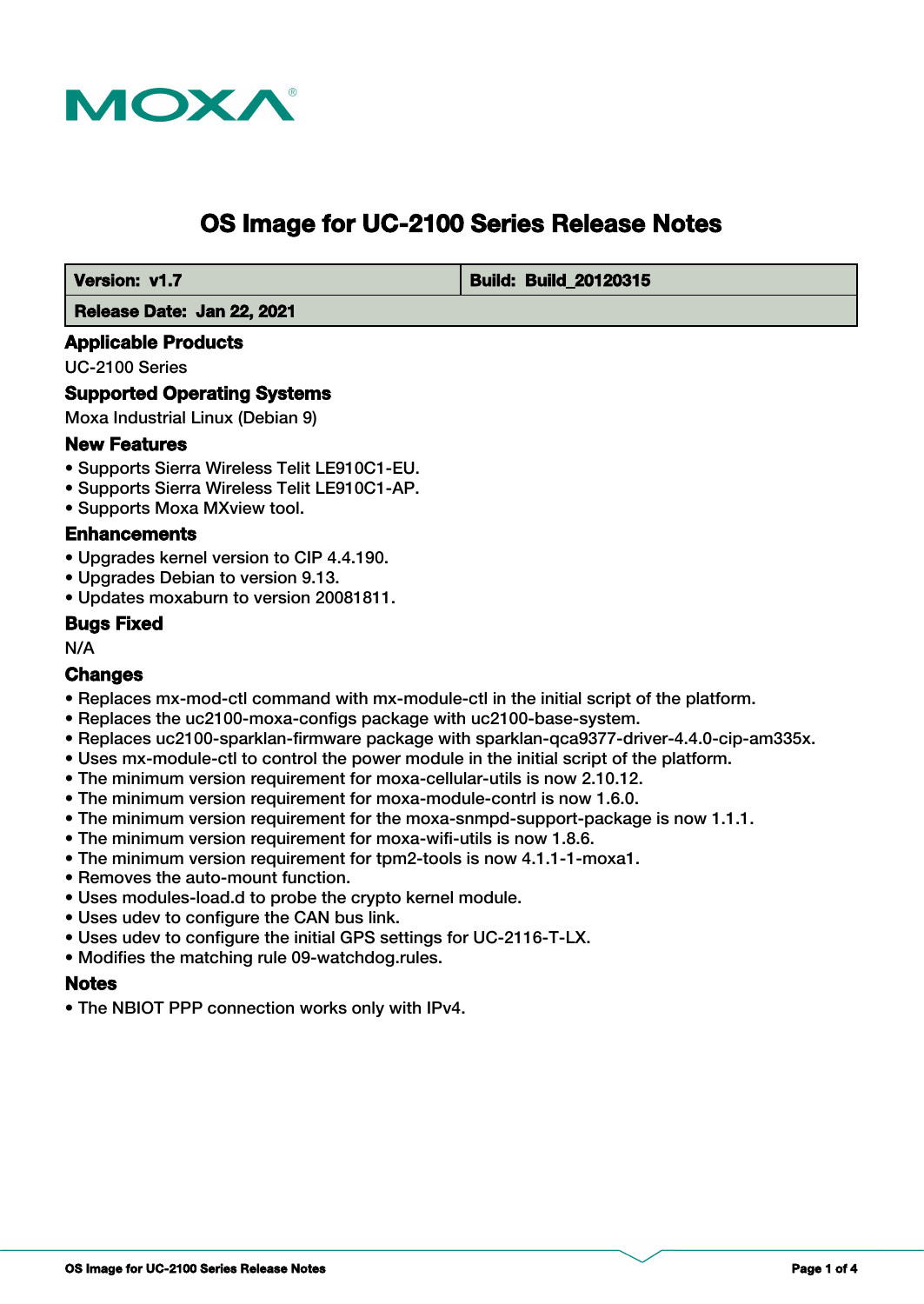# OS Image for UC-2100 Series Release Notes

| **Version: v1.7** | **Build: Build_20120315** |
| --- | --- |
| **Release Date: Jan 22, 2021** | |

## Applicable Products

UC-2100 Series

## Supported Operating Systems

Moxa Industrial Linux (Debian 9)

## New Features

- Supports Sierra Wireless Telit LE910C1-EU.
- Supports Sierra Wireless Telit LE910C1-AP.
- Supports Moxa MXview tool.

## Enhancements

- Upgrades kernel version to CIP 4.4.190.
- Upgrades Debian to version 9.13.
- Updates moxaburn to version 20081811.

## Bugs Fixed

N/A

## Changes

- Replaces mx-mod-ctl command with mx-module-ctl in the initial script of the platform.
- Replaces the uc2100-moxa-configs package with uc2100-base-system.
- Replaces uc2100-sparklan-firmware package with sparklan-qca9377-driver-4.4.0-cip-am335x.
- Uses mx-module-ctl to control the power module in the initial script of the platform.
- The minimum version requirement for moxa-cellular-utils is now 2.10.12.
- The minimum version requirement for moxa-module-contrl is now 1.6.0.
- The minimum version requirement for the moxa-snmpd-support-package is now 1.1.1.
- The minimum version requirement for moxa-wifi-utils is now 1.8.6.
- The minimum version requirement for tpm2-tools is now 4.1.1-1-moxa1.
- Removes the auto-mount function.
- Uses modules-load.d to probe the crypto kernel module.
- Uses udev to configure the CAN bus link.
- Uses udev to configure the initial GPS settings for UC-2116-T-LX.
- Modifies the matching rule 09-watchdog.rules.

## Notes

- The NBIOT PPP connection works only with IPv4.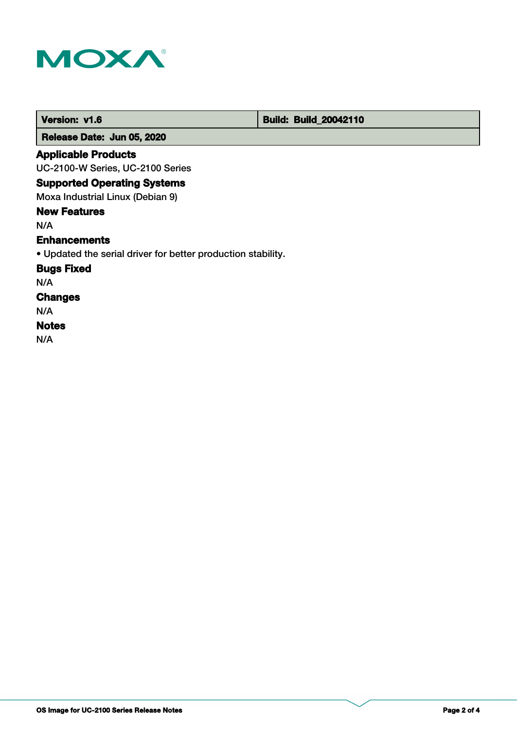| Version: v1.6 | Build: Build_20042110 |
| --- | --- |
| Release Date: Jun 05, 2020 | |

## Applicable Products

UC-2100-W Series, UC-2100 Series

## Supported Operating Systems

Moxa Industrial Linux (Debian 9)

## New Features

N/A

## Enhancements

- Updated the serial driver for better production stability.

## Bugs Fixed

N/A

## Changes

N/A

## Notes

N/A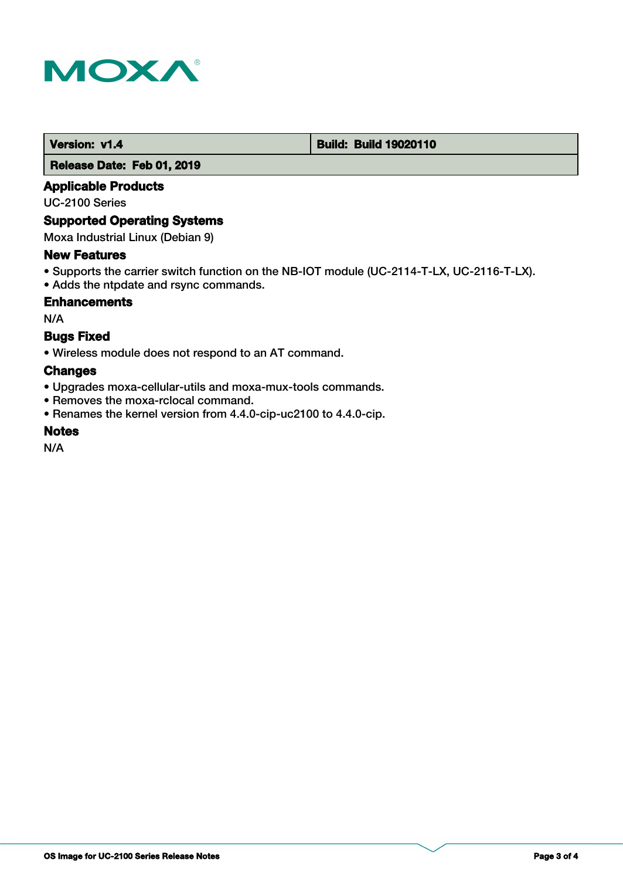| Version: v1.4 | Build: Build 19020110 |
| --- | --- |
| Release Date: Feb 01, 2019 | |

### Applicable Products

UC-2100 Series

### Supported Operating Systems

Moxa Industrial Linux (Debian 9)

### New Features

- Supports the carrier switch function on the NB-IOT module (UC-2114-T-LX, UC-2116-T-LX).
- Adds the ntpdate and rsync commands.

### Enhancements

N/A

### Bugs Fixed

- Wireless module does not respond to an AT command.

### Changes

- Upgrades moxa-cellular-utils and moxa-mux-tools commands.
- Removes the moxa-rclocal command.
- Renames the kernel version from 4.4.0-cip-uc2100 to 4.4.0-cip.

### Notes

N/A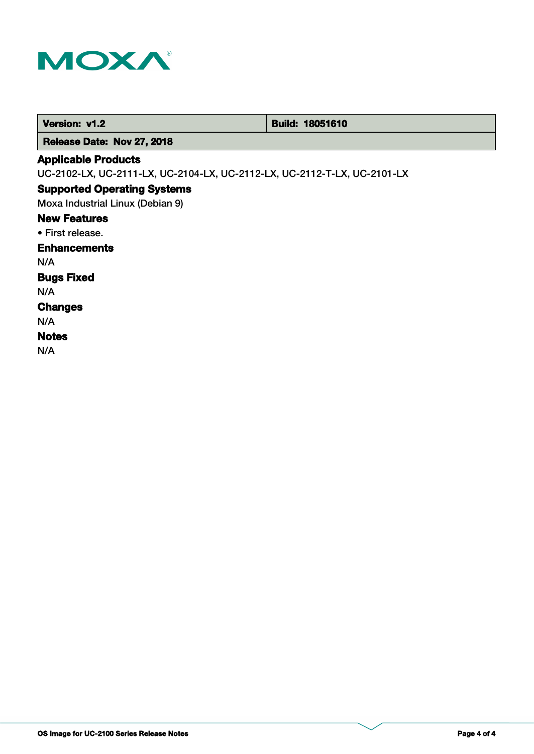| Version: v1.2 | Build: 18051610 |
| --- | --- |
| Release Date: Nov 27, 2018 | |

### Applicable Products

UC-2102-LX, UC-2111-LX, UC-2104-LX, UC-2112-LX, UC-2112-T-LX, UC-2101-LX

### Supported Operating Systems

Moxa Industrial Linux (Debian 9)

### New Features

- First release.

### Enhancements

N/A

### Bugs Fixed

N/A

### Changes

N/A

### Notes

N/A